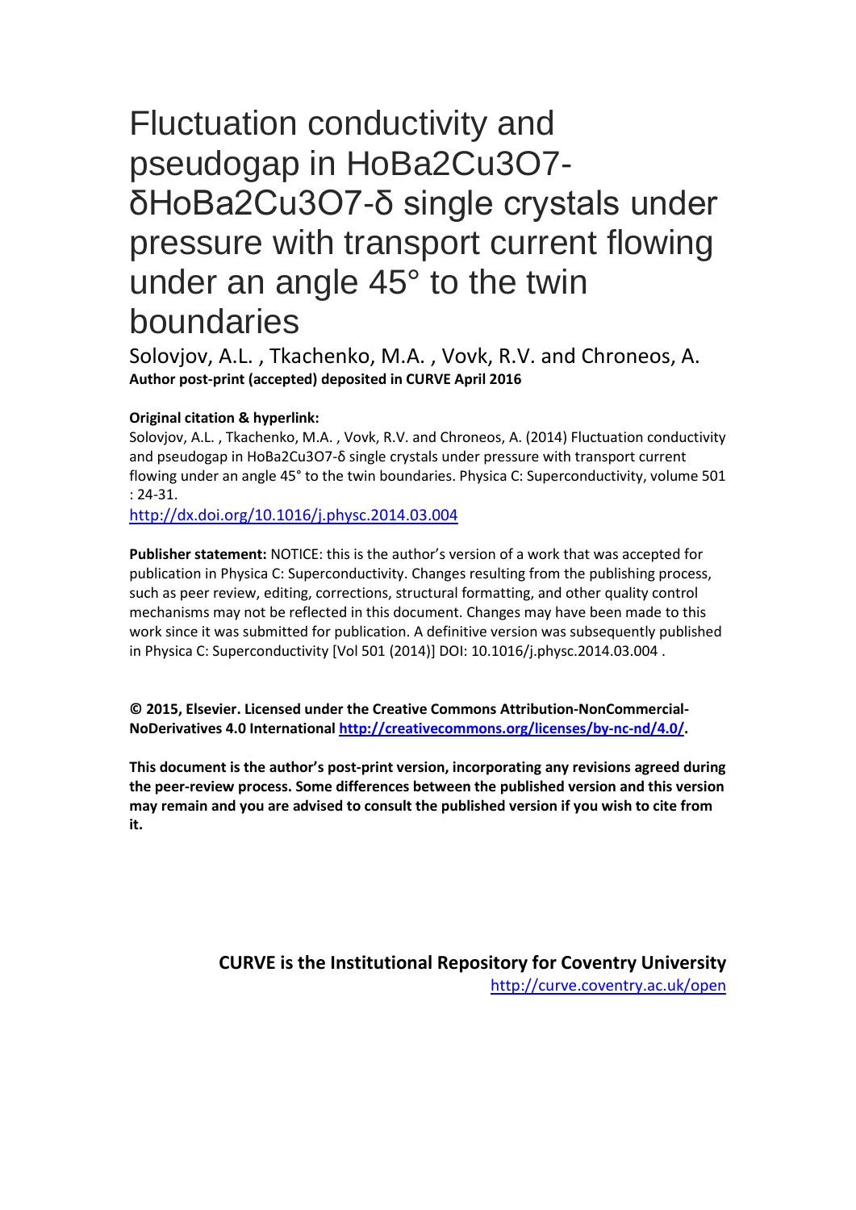# Fluctuation conductivity and pseudogap in HoBa2Cu3O7-δHoBa2Cu3O7-δ single crystals under pressure with transport current flowing under an angle 45° to the twin boundaries

Solovjov, A.L. , Tkachenko, M.A. , Vovk, R.V. and Chroneos, A.

**Author post-print (accepted) deposited in CURVE April 2016**

**Original citation & hyperlink:**

Solovjov, A.L. , Tkachenko, M.A. , Vovk, R.V. and Chroneos, A. (2014) Fluctuation conductivity and pseudogap in HoBa2Cu3O7-δ single crystals under pressure with transport current flowing under an angle 45° to the twin boundaries. Physica C: Superconductivity, volume 501 : 24-31.

http://dx.doi.org/10.1016/j.physc.2014.03.004

**Publisher statement:** NOTICE: this is the author's version of a work that was accepted for publication in Physica C: Superconductivity. Changes resulting from the publishing process, such as peer review, editing, corrections, structural formatting, and other quality control mechanisms may not be reflected in this document. Changes may have been made to this work since it was submitted for publication. A definitive version was subsequently published in Physica C: Superconductivity [Vol 501 (2014)] DOI: 10.1016/j.physc.2014.03.004 .

**© 2015, Elsevier. Licensed under the Creative Commons Attribution-NonCommercial-NoDerivatives 4.0 International http://creativecommons.org/licenses/by-nc-nd/4.0/.**

**This document is the author's post-print version, incorporating any revisions agreed during the peer-review process. Some differences between the published version and this version may remain and you are advised to consult the published version if you wish to cite from it.**

**CURVE is the Institutional Repository for Coventry University**

http://curve.coventry.ac.uk/open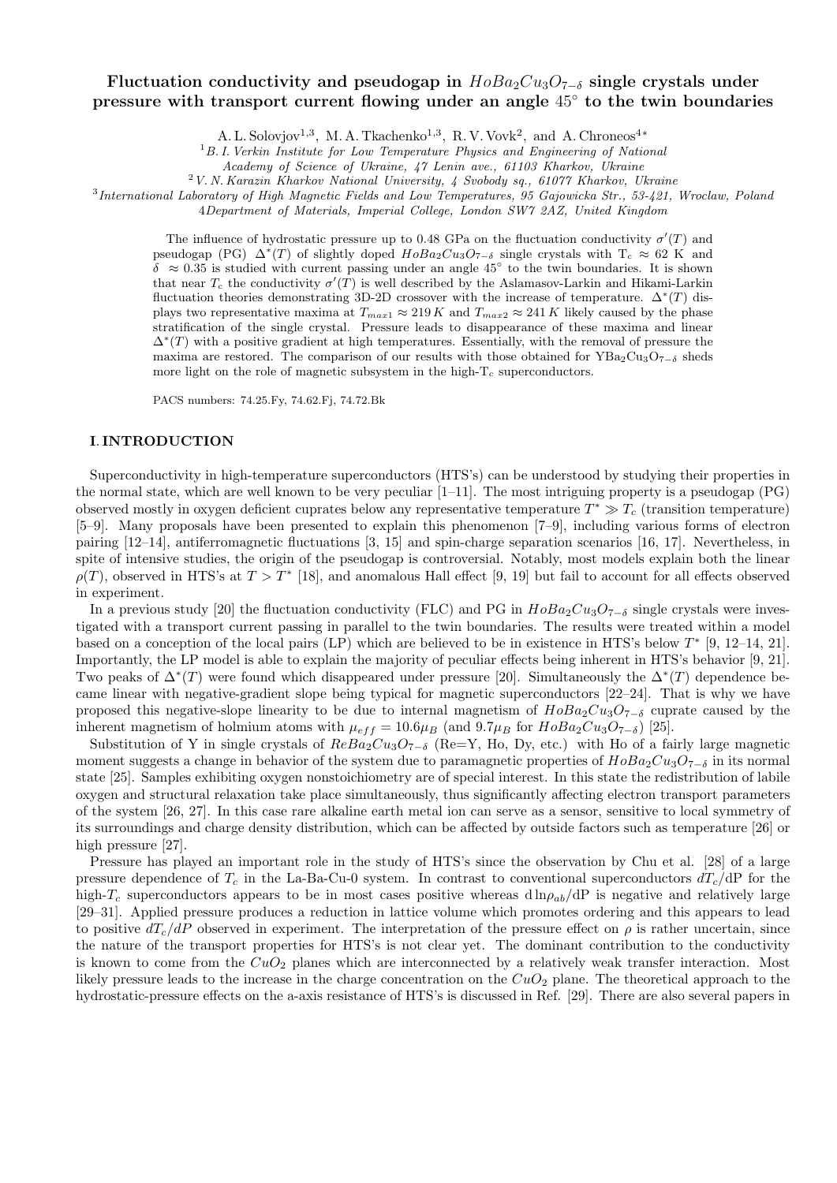# Fluctuation conductivity and pseudogap in $HoBa_2Cu_3O_{7-\delta}$ single crystals under pressure with transport current flowing under an angle $45^\circ$ to the twin boundaries

A. L. Solovjov[1,3], M. A. Tkachenko[1,3], R. V. Vovk[2], and A. Chroneos[4*]

[1] B. I. Verkin Institute for Low Temperature Physics and Engineering of National Academy of Science of Ukraine, 47 Lenin ave., 61103 Kharkov, Ukraine

[2] V. N. Karazin Kharkov National University, 4 Svobody sq., 61077 Kharkov, Ukraine

[3] International Laboratory of High Magnetic Fields and Low Temperatures, 95 Gajowicka Str., 53-421, Wroclaw, Poland

4Department of Materials, Imperial College, London SW7 2AZ, United Kingdom

The influence of hydrostatic pressure up to 0.48 GPa on the fluctuation conductivity $\sigma'(T)$ and pseudogap (PG) $\Delta^*(T)$ of slightly doped $HoBa_2Cu_3O_{7-\delta}$ single crystals with $T_c \approx 62$ K and $\delta \approx 0.35$ is studied with current passing under an angle $45^\circ$ to the twin boundaries. It is shown that near $T_c$ the conductivity $\sigma'(T)$ is well described by the Aslamasov-Larkin and Hikami-Larkin fluctuation theories demonstrating 3D-2D crossover with the increase of temperature. $\Delta^*(T)$ displays two representative maxima at $T_{max1} \approx 219\,K$ and $T_{max2} \approx 241\,K$ likely caused by the phase stratification of the single crystal. Pressure leads to disappearance of these maxima and linear $\Delta^*(T)$ with a positive gradient at high temperatures. Essentially, with the removal of pressure the maxima are restored. The comparison of our results with those obtained for $YBa_2Cu_3O_{7-\delta}$ sheds more light on the role of magnetic subsystem in the high-$T_c$ superconductors.

PACS numbers: 74.25.Fy, 74.62.Fj, 74.72.Bk

## I. INTRODUCTION

Superconductivity in high-temperature superconductors (HTS's) can be understood by studying their properties in the normal state, which are well known to be very peculiar [1–11]. The most intriguing property is a pseudogap (PG) observed mostly in oxygen deficient cuprates below any representative temperature $T^* \gg T_c$ (transition temperature) [5–9]. Many proposals have been presented to explain this phenomenon [7–9], including various forms of electron pairing [12–14], antiferromagnetic fluctuations [3, 15] and spin-charge separation scenarios [16, 17]. Nevertheless, in spite of intensive studies, the origin of the pseudogap is controversial. Notably, most models explain both the linear $\rho(T)$, observed in HTS's at $T > T^*$ [18], and anomalous Hall effect [9, 19] but fail to account for all effects observed in experiment.

In a previous study [20] the fluctuation conductivity (FLC) and PG in $HoBa_2Cu_3O_{7-\delta}$ single crystals were investigated with a transport current passing in parallel to the twin boundaries. The results were treated within a model based on a conception of the local pairs (LP) which are believed to be in existence in HTS's below $T^*$ [9, 12–14, 21]. Importantly, the LP model is able to explain the majority of peculiar effects being inherent in HTS's behavior [9, 21]. Two peaks of $\Delta^*(T)$ were found which disappeared under pressure [20]. Simultaneously the $\Delta^*(T)$ dependence became linear with negative-gradient slope being typical for magnetic superconductors [22–24]. That is why we have proposed this negative-slope linearity to be due to internal magnetism of $HoBa_2Cu_3O_{7-\delta}$ cuprate caused by the inherent magnetism of holmium atoms with $\mu_{eff} = 10.6\mu_B$ (and $9.7\mu_B$ for $HoBa_2Cu_3O_{7-\delta}$) [25].

Substitution of Y in single crystals of $ReBa_2Cu_3O_{7-\delta}$ (Re=Y, Ho, Dy, etc.) with Ho of a fairly large magnetic moment suggests a change in behavior of the system due to paramagnetic properties of $HoBa_2Cu_3O_{7-\delta}$ in its normal state [25]. Samples exhibiting oxygen nonstoichiometry are of special interest. In this state the redistribution of labile oxygen and structural relaxation take place simultaneously, thus significantly affecting electron transport parameters of the system [26, 27]. In this case rare alkaline earth metal ion can serve as a sensor, sensitive to local symmetry of its surroundings and charge density distribution, which can be affected by outside factors such as temperature [26] or high pressure [27].

Pressure has played an important role in the study of HTS's since the observation by Chu et al. [28] of a large pressure dependence of $T_c$ in the La-Ba-Cu-0 system. In contrast to conventional superconductors $dT_c$/dP for the high-$T_c$ superconductors appears to be in most cases positive whereas d$\ln\rho_{ab}$/dP is negative and relatively large [29–31]. Applied pressure produces a reduction in lattice volume which promotes ordering and this appears to lead to positive $dT_c/dP$ observed in experiment. The interpretation of the pressure effect on $\rho$ is rather uncertain, since the nature of the transport properties for HTS's is not clear yet. The dominant contribution to the conductivity is known to come from the $CuO_2$ planes which are interconnected by a relatively weak transfer interaction. Most likely pressure leads to the increase in the charge concentration on the $CuO_2$ plane. The theoretical approach to the hydrostatic-pressure effects on the a-axis resistance of HTS's is discussed in Ref. [29]. There are also several papers in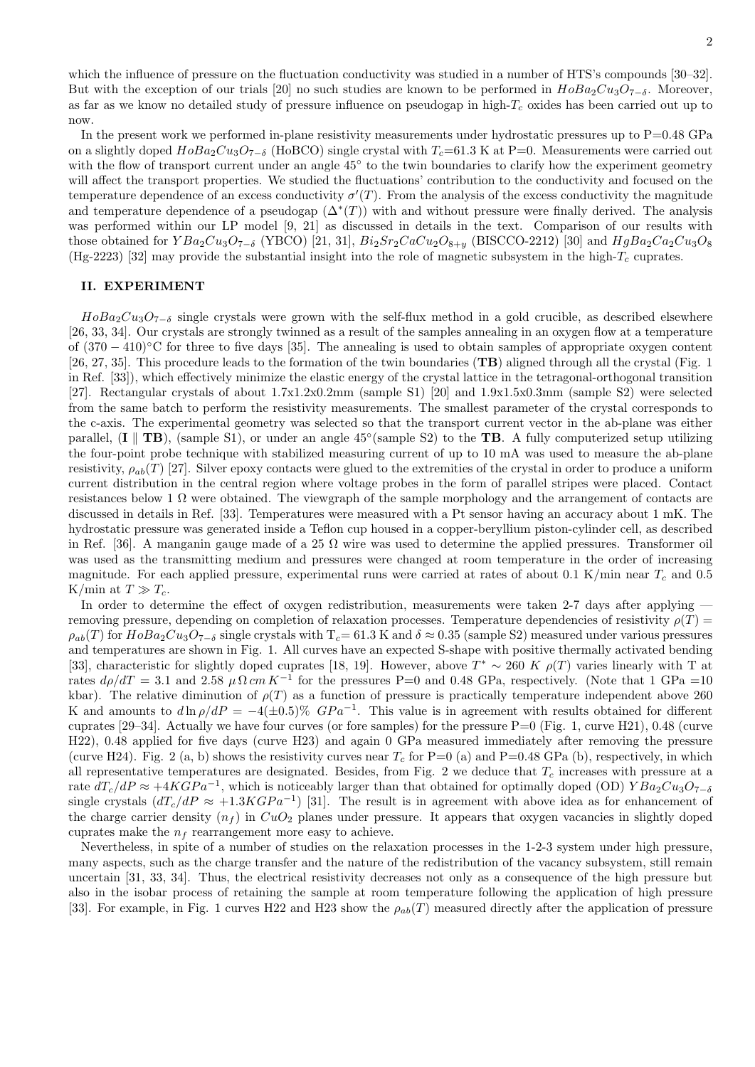which the influence of pressure on the fluctuation conductivity was studied in a number of HTS's compounds [30–32]. But with the exception of our trials [20] no such studies are known to be performed in $HoBa_2Cu_3O_{7-\delta}$. Moreover, as far as we know no detailed study of pressure influence on pseudogap in high-$T_c$ oxides has been carried out up to now.

In the present work we performed in-plane resistivity measurements under hydrostatic pressures up to P=0.48 GPa on a slightly doped $HoBa_2Cu_3O_{7-\delta}$ (HoBCO) single crystal with $T_c$=61.3 K at P=0. Measurements were carried out with the flow of transport current under an angle 45° to the twin boundaries to clarify how the experiment geometry will affect the transport properties. We studied the fluctuations' contribution to the conductivity and focused on the temperature dependence of an excess conductivity $\sigma'(T)$. From the analysis of the excess conductivity the magnitude and temperature dependence of a pseudogap ($\Delta^*(T)$) with and without pressure were finally derived. The analysis was performed within our LP model [9, 21] as discussed in details in the text. Comparison of our results with those obtained for $YBa_2Cu_3O_{7-\delta}$ (YBCO) [21, 31], $Bi_2Sr_2CaCu_2O_{8+y}$ (BISCCO-2212) [30] and $HgBa_2Ca_2Cu_3O_8$ (Hg-2223) [32] may provide the substantial insight into the role of magnetic subsystem in the high-$T_c$ cuprates.

## II. EXPERIMENT

$HoBa_2Cu_3O_{7-\delta}$ single crystals were grown with the self-flux method in a gold crucible, as described elsewhere [26, 33, 34]. Our crystals are strongly twinned as a result of the samples annealing in an oxygen flow at a temperature of $(370-410)°$C for three to five days [35]. The annealing is used to obtain samples of appropriate oxygen content [26, 27, 35]. This procedure leads to the formation of the twin boundaries (**TB**) aligned through all the crystal (Fig. 1 in Ref. [33]), which effectively minimize the elastic energy of the crystal lattice in the tetragonal-orthogonal transition [27]. Rectangular crystals of about 1.7x1.2x0.2mm (sample S1) [20] and 1.9x1.5x0.3mm (sample S2) were selected from the same batch to perform the resistivity measurements. The smallest parameter of the crystal corresponds to the c-axis. The experimental geometry was selected so that the transport current vector in the ab-plane was either parallel, (**I** ∥ **TB**), (sample S1), or under an angle 45°(sample S2) to the **TB**. A fully computerized setup utilizing the four-point probe technique with stabilized measuring current of up to 10 mA was used to measure the ab-plane resistivity, $\rho_{ab}(T)$ [27]. Silver epoxy contacts were glued to the extremities of the crystal in order to produce a uniform current distribution in the central region where voltage probes in the form of parallel stripes were placed. Contact resistances below 1 Ω were obtained. The viewgraph of the sample morphology and the arrangement of contacts are discussed in details in Ref. [33]. Temperatures were measured with a Pt sensor having an accuracy about 1 mK. The hydrostatic pressure was generated inside a Teflon cup housed in a copper-beryllium piston-cylinder cell, as described in Ref. [36]. A manganin gauge made of a 25 Ω wire was used to determine the applied pressures. Transformer oil was used as the transmitting medium and pressures were changed at room temperature in the order of increasing magnitude. For each applied pressure, experimental runs were carried at rates of about 0.1 K/min near $T_c$ and 0.5 K/min at $T \gg T_c$.

In order to determine the effect of oxygen redistribution, measurements were taken 2-7 days after applying — removing pressure, depending on completion of relaxation processes. Temperature dependencies of resistivity $\rho(T) = \rho_{ab}(T)$ for $HoBa_2Cu_3O_{7-\delta}$ single crystals with $T_c$= 61.3 K and $\delta \approx 0.35$ (sample S2) measured under various pressures and temperatures are shown in Fig. 1. All curves have an expected S-shape with positive thermally activated bending [33], characteristic for slightly doped cuprates [18, 19]. However, above $T^* \sim 260$ $K$ $\rho(T)$ varies linearly with T at rates $d\rho/dT = 3.1$ and 2.58 $\mu\Omega\,cm\,K^{-1}$ for the pressures P=0 and 0.48 GPa, respectively. (Note that 1 GPa =10 kbar). The relative diminution of $\rho(T)$ as a function of pressure is practically temperature independent above 260 K and amounts to $d\ln\rho/dP = -4(\pm0.5)\%$ $GPa^{-1}$. This value is in agreement with results obtained for different cuprates [29–34]. Actually we have four curves (or fore samples) for the pressure P=0 (Fig. 1, curve H21), 0.48 (curve H22), 0.48 applied for five days (curve H23) and again 0 GPa measured immediately after removing the pressure (curve H24). Fig. 2 (a, b) shows the resistivity curves near $T_c$ for P=0 (a) and P=0.48 GPa (b), respectively, in which all representative temperatures are designated. Besides, from Fig. 2 we deduce that $T_c$ increases with pressure at a rate $dT_c/dP \approx +4KGPa^{-1}$, which is noticeably larger than that obtained for optimally doped (OD) $YBa_2Cu_3O_{7-\delta}$ single crystals ($dT_c/dP \approx +1.3KGPa^{-1}$) [31]. The result is in agreement with above idea as for enhancement of the charge carrier density ($n_f$) in $CuO_2$ planes under pressure. It appears that oxygen vacancies in slightly doped cuprates make the $n_f$ rearrangement more easy to achieve.

Nevertheless, in spite of a number of studies on the relaxation processes in the 1-2-3 system under high pressure, many aspects, such as the charge transfer and the nature of the redistribution of the vacancy subsystem, still remain uncertain [31, 33, 34]. Thus, the electrical resistivity decreases not only as a consequence of the high pressure but also in the isobar process of retaining the sample at room temperature following the application of high pressure [33]. For example, in Fig. 1 curves H22 and H23 show the $\rho_{ab}(T)$ measured directly after the application of pressure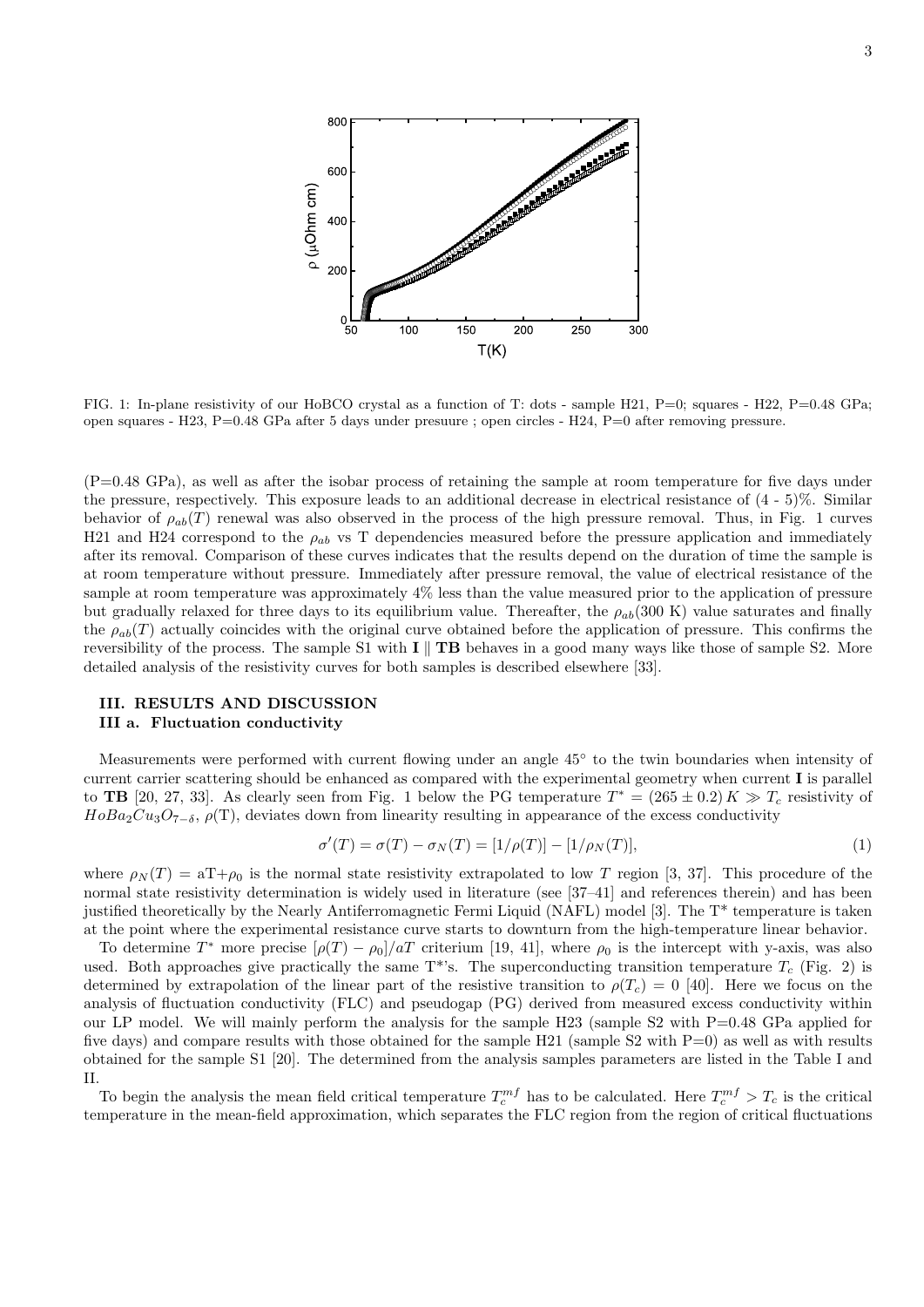800
600
400
200
0
ρ (μOhm cm)
50 100 150 200 250 300
T(K)

FIG. 1: In-plane resistivity of our HoBCO crystal as a function of T: dots - sample H21, P=0; squares - H22, P=0.48 GPa; open squares - H23, P=0.48 GPa after 5 days under presuure ; open circles - H24, P=0 after removing pressure.

(P=0.48 GPa), as well as after the isobar process of retaining the sample at room temperature for five days under the pressure, respectively. This exposure leads to an additional decrease in electrical resistance of (4 - 5)%. Similar behavior of $\rho_{ab}(T)$ renewal was also observed in the process of the high pressure removal. Thus, in Fig. 1 curves H21 and H24 correspond to the $\rho_{ab}$ vs T dependencies measured before the pressure application and immediately after its removal. Comparison of these curves indicates that the results depend on the duration of time the sample is at room temperature without pressure. Immediately after pressure removal, the value of electrical resistance of the sample at room temperature was approximately 4% less than the value measured prior to the application of pressure but gradually relaxed for three days to its equilibrium value. Thereafter, the $\rho_{ab}(300\text{ K})$ value saturates and finally the $\rho_{ab}(T)$ actually coincides with the original curve obtained before the application of pressure. This confirms the reversibility of the process. The sample S1 with **I** ∥ **TB** behaves in a good many ways like those of sample S2. More detailed analysis of the resistivity curves for both samples is described elsewhere [33].

## III. RESULTS AND DISCUSSION

### III a. Fluctuation conductivity

Measurements were performed with current flowing under an angle 45° to the twin boundaries when intensity of current carrier scattering should be enhanced as compared with the experimental geometry when current **I** is parallel to **TB** [20, 27, 33]. As clearly seen from Fig. 1 below the PG temperature $T^* = (265 \pm 0.2)\,K \gg T_c$ resistivity of $HoBa_2Cu_3O_{7-\delta}$, $\rho$(T), deviates down from linearity resulting in appearance of the excess conductivity

$$\sigma'(T) = \sigma(T) - \sigma_N(T) = [1/\rho(T)] - [1/\rho_N(T)], \tag{1}$$

where $\rho_N(T) = aT + \rho_0$ is the normal state resistivity extrapolated to low $T$ region [3, 37]. This procedure of the normal state resistivity determination is widely used in literature (see [37–41] and references therein) and has been justified theoretically by the Nearly Antiferromagnetic Fermi Liquid (NAFL) model [3]. The T* temperature is taken at the point where the experimental resistance curve starts to downturn from the high-temperature linear behavior.

To determine $T^*$ more precise $[\rho(T) - \rho_0]/aT$ criterium [19, 41], where $\rho_0$ is the intercept with y-axis, was also used. Both approaches give practically the same T*'s. The superconducting transition temperature $T_c$ (Fig. 2) is determined by extrapolation of the linear part of the resistive transition to $\rho(T_c) = 0$ [40]. Here we focus on the analysis of fluctuation conductivity (FLC) and pseudogap (PG) derived from measured excess conductivity within our LP model. We will mainly perform the analysis for the sample H23 (sample S2 with P=0.48 GPa applied for five days) and compare results with those obtained for the sample H21 (sample S2 with P=0) as well as with results obtained for the sample S1 [20]. The determined from the analysis samples parameters are listed in the Table I and II.

To begin the analysis the mean field critical temperature $T_c^{mf}$ has to be calculated. Here $T_c^{mf} > T_c$ is the critical temperature in the mean-field approximation, which separates the FLC region from the region of critical fluctuations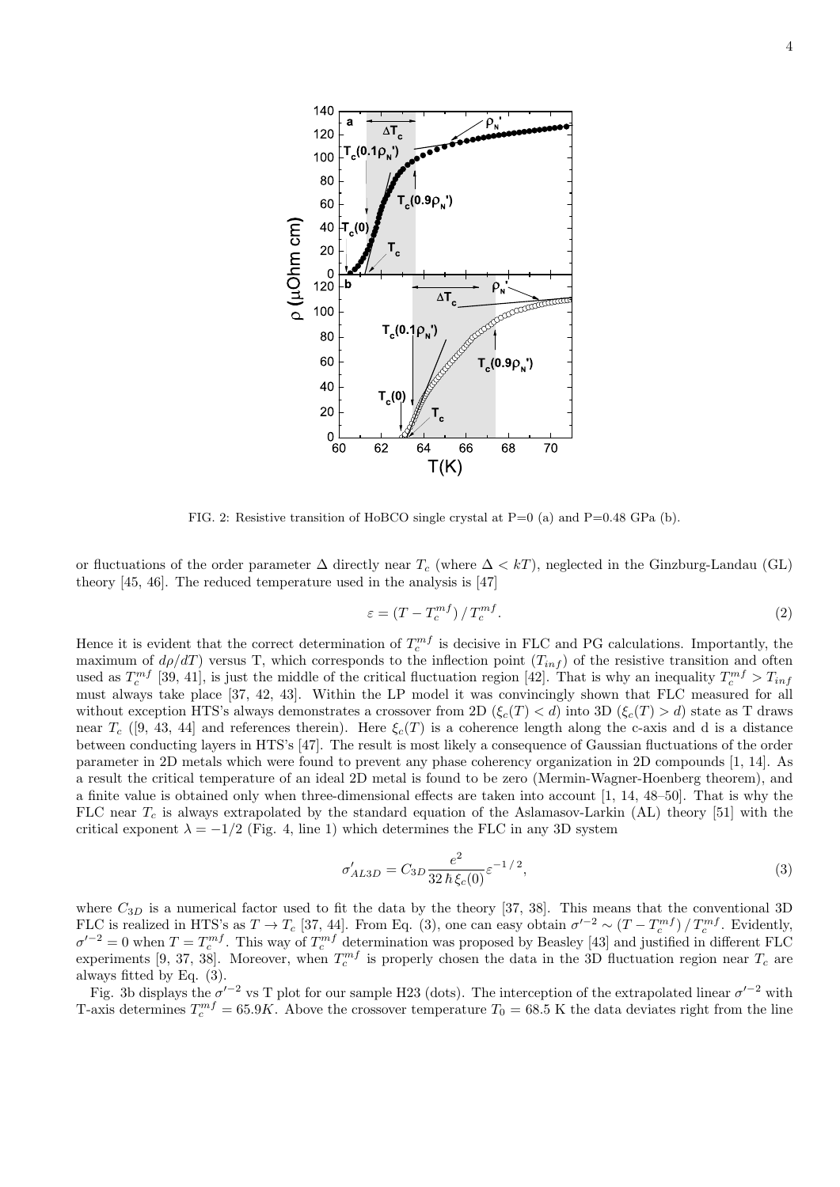a

b

ρ (μOhm cm)

T(K)

140
120
100
80
60
40
20
0

120
100
80
60
40
20
0

60 62 64 66 68 70

ΔT_c

T_c(0.1ρ_N')

ρ_N'

T_c(0.9ρ_N')

T_c(0)

T_c

FIG. 2: Resistive transition of HoBCO single crystal at P=0 (a) and P=0.48 GPa (b).

or fluctuations of the order parameter $\Delta$ directly near $T_c$ (where $\Delta < kT$), neglected in the Ginzburg-Landau (GL) theory [45, 46]. The reduced temperature used in the analysis is [47]

$$\varepsilon = \left(T - T_c^{mf}\right) / T_c^{mf}. \tag{2}$$

Hence it is evident that the correct determination of $T_c^{mf}$ is decisive in FLC and PG calculations. Importantly, the maximum of $d\rho/dT)$ versus T, which corresponds to the inflection point ($T_{inf}$) of the resistive transition and often used as $T_c^{mf}$ [39, 41], is just the middle of the critical fluctuation region [42]. That is why an inequality $T_c^{mf} > T_{inf}$ must always take place [37, 42, 43]. Within the LP model it was convincingly shown that FLC measured for all without exception HTS's always demonstrates a crossover from 2D ($\xi_c(T) < d$) into 3D ($\xi_c(T) > d$) state as T draws near $T_c$ ([9, 43, 44] and references therein). Here $\xi_c(T)$ is a coherence length along the c-axis and d is a distance between conducting layers in HTS's [47]. The result is most likely a consequence of Gaussian fluctuations of the order parameter in 2D metals which were found to prevent any phase coherency organization in 2D compounds [1, 14]. As a result the critical temperature of an ideal 2D metal is found to be zero (Mermin-Wagner-Hoenberg theorem), and a finite value is obtained only when three-dimensional effects are taken into account [1, 14, 48–50]. That is why the FLC near $T_c$ is always extrapolated by the standard equation of the Aslamasov-Larkin (AL) theory [51] with the critical exponent $\lambda = -1/2$ (Fig. 4, line 1) which determines the FLC in any 3D system

$$\sigma'_{AL3D} = C_{3D} \frac{e^2}{32\, \hbar\, \xi_c(0)} \varepsilon^{-1/2}, \tag{3}$$

where $C_{3D}$ is a numerical factor used to fit the data by the theory [37, 38]. This means that the conventional 3D FLC is realized in HTS's as $T \to T_c$ [37, 44]. From Eq. (3), one can easy obtain $\sigma'^{-2} \sim \left(T - T_c^{mf}\right) / T_c^{mf}$. Evidently, $\sigma'^{-2} = 0$ when $T = T_c^{mf}$. This way of $T_c^{mf}$ determination was proposed by Beasley [43] and justified in different FLC experiments [9, 37, 38]. Moreover, when $T_c^{mf}$ is properly chosen the data in the 3D fluctuation region near $T_c$ are always fitted by Eq. (3).

Fig. 3b displays the $\sigma'^{-2}$ vs T plot for our sample H23 (dots). The interception of the extrapolated linear $\sigma'^{-2}$ with T-axis determines $T_c^{mf} = 65.9K$. Above the crossover temperature $T_0 = 68.5$ K the data deviates right from the line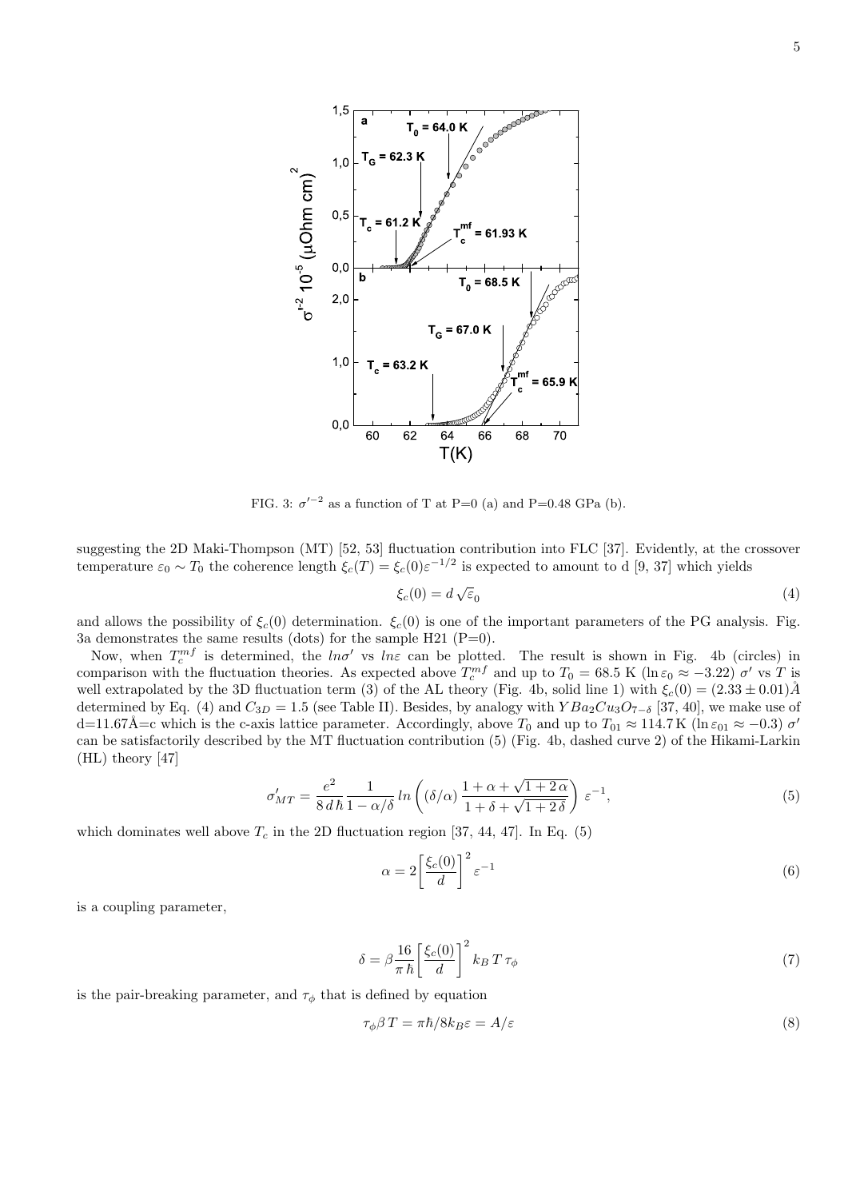1,5
a
$T_0$ = 64.0 K
1,0
$T_G$ = 62.3 K
0,5
$T_c$ = 61.2 K
$T_c^{mf}$ = 61.93 K
0,0
b
$T_0$ = 68.5 K
2,0
$T_G$ = 67.0 K
1,0
$T_c$ = 63.2 K
$T_c^{mf}$ = 65.9 K
0,0
60 62 64 66 68 70
T(K)
$\sigma'^{-2}$ $10^{-5}$ ($\mu$Ohm cm)$^2$

FIG. 3: $\sigma'^{-2}$ as a function of T at P=0 (a) and P=0.48 GPa (b).

suggesting the 2D Maki-Thompson (MT) [52, 53] fluctuation contribution into FLC [37]. Evidently, at the crossover temperature $\varepsilon_0 \sim T_0$ the coherence length $\xi_c(T) = \xi_c(0)\varepsilon^{-1/2}$ is expected to amount to d [9, 37] which yields

$$\xi_c(0) = d\,\sqrt{\varepsilon}_0 \tag{4}$$

and allows the possibility of $\xi_c(0)$ determination. $\xi_c(0)$ is one of the important parameters of the PG analysis. Fig. 3a demonstrates the same results (dots) for the sample H21 (P=0).

Now, when $T_c^{mf}$ is determined, the $ln\sigma'$ vs $ln\varepsilon$ can be plotted. The result is shown in Fig. 4b (circles) in comparison with the fluctuation theories. As expected above $T_c^{mf}$ and up to $T_0 = 68.5$ K ($\ln\varepsilon_0 \approx -3.22$) $\sigma'$ vs $T$ is well extrapolated by the 3D fluctuation term (3) of the AL theory (Fig. 4b, solid line 1) with $\xi_c(0) = (2.33 \pm 0.01)\AA$ determined by Eq. (4) and $C_{3D} = 1.5$ (see Table II). Besides, by analogy with $YBa_2Cu_3O_{7-\delta}$ [37, 40], we make use of d=11.67Å=c which is the c-axis lattice parameter. Accordingly, above $T_0$ and up to $T_{01} \approx 114.7$ K ($\ln\varepsilon_{01} \approx -0.3$) $\sigma'$ can be satisfactorily described by the MT fluctuation contribution (5) (Fig. 4b, dashed curve 2) of the Hikami-Larkin (HL) theory [47]

$$\sigma'_{MT} = \frac{e^2}{8\,d\,\hbar}\frac{1}{1-\alpha/\delta}\,ln\left((\delta/\alpha)\,\frac{1+\alpha+\sqrt{1+2\,\alpha}}{1+\delta+\sqrt{1+2\,\delta}}\right)\,\varepsilon^{-1}, \tag{5}$$

which dominates well above $T_c$ in the 2D fluctuation region [37, 44, 47]. In Eq. (5)

$$\alpha = 2\left[\frac{\xi_c(0)}{d}\right]^2\varepsilon^{-1} \tag{6}$$

is a coupling parameter,

$$\delta = \beta\frac{16}{\pi\,\hbar}\left[\frac{\xi_c(0)}{d}\right]^2 k_B\,T\,\tau_\phi \tag{7}$$

is the pair-breaking parameter, and $\tau_\phi$ that is defined by equation

$$\tau_\phi\beta\,T = \pi\hbar/8k_B\varepsilon = A/\varepsilon \tag{8}$$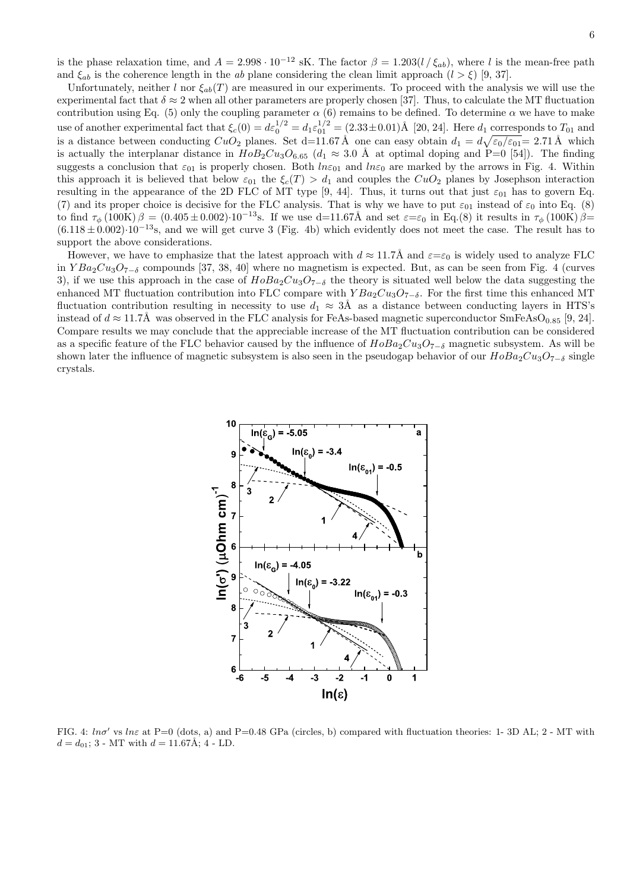is the phase relaxation time, and $A = 2.998 \cdot 10^{-12}$ sK. The factor $\beta = 1.203(l\,/\,\xi_{ab})$, where $l$ is the mean-free path and $\xi_{ab}$ is the coherence length in the $ab$ plane considering the clean limit approach ($l > \xi$) [9, 37].

Unfortunately, neither $l$ nor $\xi_{ab}(T)$ are measured in our experiments. To proceed with the analysis we will use the experimental fact that $\delta \approx 2$ when all other parameters are properly chosen [37]. Thus, to calculate the MT fluctuation contribution using Eq. (5) only the coupling parameter $\alpha$ (6) remains to be defined. To determine $\alpha$ we have to make use of another experimental fact that $\xi_c(0) = d\varepsilon_0^{1/2} = d_1\varepsilon_{01}^{1/2} = (2.33 \pm 0.01)$Å [20, 24]. Here $d_1$ corresponds to $T_{01}$ and is a distance between conducting $CuO_2$ planes. Set d=11.67 Å one can easy obtain $d_1 = d\sqrt{\varepsilon_0/\varepsilon_{01}} = 2.71$ Å which is actually the interplanar distance in $HoB_2Cu_3O_{6.65}$ ($d_1 \approx 3.0$ Å at optimal doping and P=0 [54]). The finding suggests a conclusion that $\varepsilon_{01}$ is properly chosen. Both $ln\varepsilon_{01}$ and $ln\varepsilon_0$ are marked by the arrows in Fig. 4. Within this approach it is believed that below $\varepsilon_{01}$ the $\xi_c(T) > d_1$ and couples the $CuO_2$ planes by Josephson interaction resulting in the appearance of the 2D FLC of MT type [9, 44]. Thus, it turns out that just $\varepsilon_{01}$ has to govern Eq. (7) and its proper choice is decisive for the FLC analysis. That is why we have to put $\varepsilon_{01}$ instead of $\varepsilon_0$ into Eq. (8) to find $\tau_\phi\,(100\mathrm{K})\,\beta = (0.405 \pm 0.002) \cdot 10^{-13}$s. If we use d=11.67Å and set $\varepsilon = \varepsilon_0$ in Eq.(8) it results in $\tau_\phi\,(100\mathrm{K})\,\beta = (6.118 \pm 0.002) \cdot 10^{-13}$s, and we will get curve 3 (Fig. 4b) which evidently does not meet the case. The result has to support the above considerations.

However, we have to emphasize that the latest approach with $d \approx 11.7$Å and $\varepsilon = \varepsilon_0$ is widely used to analyze FLC in $YBa_2Cu_3O_{7-\delta}$ compounds [37, 38, 40] where no magnetism is expected. But, as can be seen from Fig. 4 (curves 3), if we use this approach in the case of $HoBa_2Cu_3O_{7-\delta}$ the theory is situated well below the data suggesting the enhanced MT fluctuation contribution into FLC compare with $YBa_2Cu_3O_{7-\delta}$. For the first time this enhanced MT fluctuation contribution resulting in necessity to use $d_1 \approx 3$Å as a distance between conducting layers in HTS's instead of $d \approx 11.7$Å was observed in the FLC analysis for FeAs-based magnetic superconductor SmFeAsO$_{0.85}$ [9, 24]. Compare results we may conclude that the appreciable increase of the MT fluctuation contribution can be considered as a specific feature of the FLC behavior caused by the influence of $HoBa_2Cu_3O_{7-\delta}$ magnetic subsystem. As will be shown later the influence of magnetic subsystem is also seen in the pseudogap behavior of our $HoBa_2Cu_3O_{7-\delta}$ single crystals.

a
ln(ε_G) = -5.05
ln(ε_0) = -3.4
ln(ε_01) = -0.5
1
2
3
4

b
ln(ε_G) = -4.05
ln(ε_0) = -3.22
ln(ε_01) = -0.3
1
2
3
4

ln(σ') (μOhm cm)^-1
ln(ε)

FIG. 4: $ln\sigma'$ vs $ln\varepsilon$ at P=0 (dots, a) and P=0.48 GPa (circles, b) compared with fluctuation theories: 1- 3D AL; 2 - MT with $d = d_{01}$; 3 - MT with $d = 11.67$Å; 4 - LD.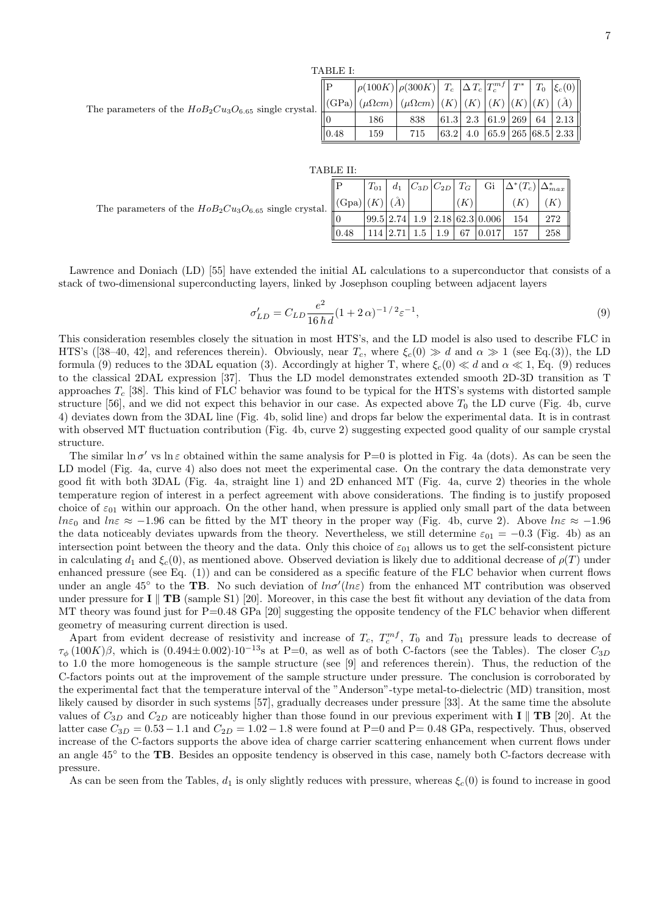TABLE I:

The parameters of the $HoB_2Cu_3O_{6.65}$ single crystal.

| P (GPa) | $\rho(100K)$ ($\mu\Omega cm$) | $\rho(300K)$ ($\mu\Omega cm$) | $T_c$ (K) | $\Delta T_c$ (K) | $T_c^{mf}$ (K) | $T^*$ (K) | $T_0$ (K) | $\xi_c(0)$ (Å) |
|---|---|---|---|---|---|---|---|---|
| 0 | 186 | 838 | 61.3 | 2.3 | 61.9 | 269 | 64 | 2.13 |
| 0.48 | 159 | 715 | 63.2 | 4.0 | 65.9 | 265 | 68.5 | 2.33 |

TABLE II:

The parameters of the $HoB_2Cu_3O_{6.65}$ single crystal.

| P (Gpa) | $T_{01}$ (K) | $d_1$ (Å) | $C_{3D}$ | $C_{2D}$ | $T_G$ (K) | Gi | $\Delta^*(T_c)$ (K) | $\Delta^*_{max}$ (K) |
|---|---|---|---|---|---|---|---|---|
| 0 | 99.5 | 2.74 | 1.9 | 2.18 | 62.3 | 0.006 | 154 | 272 |
| 0.48 | 114 | 2.71 | 1.5 | 1.9 | 67 | 0.017 | 157 | 258 |

Lawrence and Doniach (LD) [55] have extended the initial AL calculations to a superconductor that consists of a stack of two-dimensional superconducting layers, linked by Josephson coupling between adjacent layers

$$\sigma'_{LD} = C_{LD}\frac{e^2}{16\,\hbar\,d}(1+2\,\alpha)^{-1/2}\varepsilon^{-1}, \tag{9}$$

This consideration resembles closely the situation in most HTS's, and the LD model is also used to describe FLC in HTS's ([38–40, 42], and references therein). Obviously, near $T_c$, where $\xi_c(0) \gg d$ and $\alpha \gg 1$ (see Eq.(3)), the LD formula (9) reduces to the 3DAL equation (3). Accordingly at higher T, where $\xi_c(0) \ll d$ and $\alpha \ll 1$, Eq. (9) reduces to the classical 2DAL expression [37]. Thus the LD model demonstrates extended smooth 2D-3D transition as T approaches $T_c$ [38]. This kind of FLC behavior was found to be typical for the HTS's systems with distorted sample structure [56], and we did not expect this behavior in our case. As expected above $T_0$ the LD curve (Fig. 4b, curve 4) deviates down from the 3DAL line (Fig. 4b, solid line) and drops far below the experimental data. It is in contrast with observed MT fluctuation contribution (Fig. 4b, curve 2) suggesting expected good quality of our sample crystal structure.

The similar $\ln\sigma'$ vs $\ln\varepsilon$ obtained within the same analysis for P=0 is plotted in Fig. 4a (dots). As can be seen the LD model (Fig. 4a, curve 4) also does not meet the experimental case. On the contrary the data demonstrate very good fit with both 3DAL (Fig. 4a, straight line 1) and 2D enhanced MT (Fig. 4a, curve 2) theories in the whole temperature region of interest in a perfect agreement with above considerations. The finding is to justify proposed choice of $\varepsilon_{01}$ within our approach. On the other hand, when pressure is applied only small part of the data between $ln\varepsilon_0$ and $ln\varepsilon \approx -1.96$ can be fitted by the MT theory in the proper way (Fig. 4b, curve 2). Above $ln\varepsilon \approx -1.96$ the data noticeably deviates upwards from the theory. Nevertheless, we still determine $\varepsilon_{01} = -0.3$ (Fig. 4b) as an intersection point between the theory and the data. Only this choice of $\varepsilon_{01}$ allows us to get the self-consistent picture in calculating $d_1$ and $\xi_c(0)$, as mentioned above. Observed deviation is likely due to additional decrease of $\rho(T)$ under enhanced pressure (see Eq. (1)) and can be considered as a specific feature of the FLC behavior when current flows under an angle 45° to the **TB**. No such deviation of $ln\sigma'(ln\varepsilon)$ from the enhanced MT contribution was observed under pressure for **I** $\parallel$ **TB** (sample S1) [20]. Moreover, in this case the best fit without any deviation of the data from MT theory was found just for P=0.48 GPa [20] suggesting the opposite tendency of the FLC behavior when different geometry of measuring current direction is used.

Apart from evident decrease of resistivity and increase of $T_c$, $T_c^{mf}$, $T_0$ and $T_{01}$ pressure leads to decrease of $\tau_\phi(100K)\beta$, which is $(0.494\pm 0.002)\cdot 10^{-13}$s at P=0, as well as of both C-factors (see the Tables). The closer $C_{3D}$ to 1.0 the more homogeneous is the sample structure (see [9] and references therein). Thus, the reduction of the C-factors points out at the improvement of the sample structure under pressure. The conclusion is corroborated by the experimental fact that the temperature interval of the "Anderson"-type metal-to-dielectric (MD) transition, most likely caused by disorder in such systems [57], gradually decreases under pressure [33]. At the same time the absolute values of $C_{3D}$ and $C_{2D}$ are noticeably higher than those found in our previous experiment with **I** $\parallel$ **TB** [20]. At the latter case $C_{3D} = 0.53 - 1.1$ and $C_{2D} = 1.02 - 1.8$ were found at P=0 and P= 0.48 GPa, respectively. Thus, observed increase of the C-factors supports the above idea of charge carrier scattering enhancement when current flows under an angle 45° to the **TB**. Besides an opposite tendency is observed in this case, namely both C-factors decrease with pressure.

As can be seen from the Tables, $d_1$ is only slightly reduces with pressure, whereas $\xi_c(0)$ is found to increase in good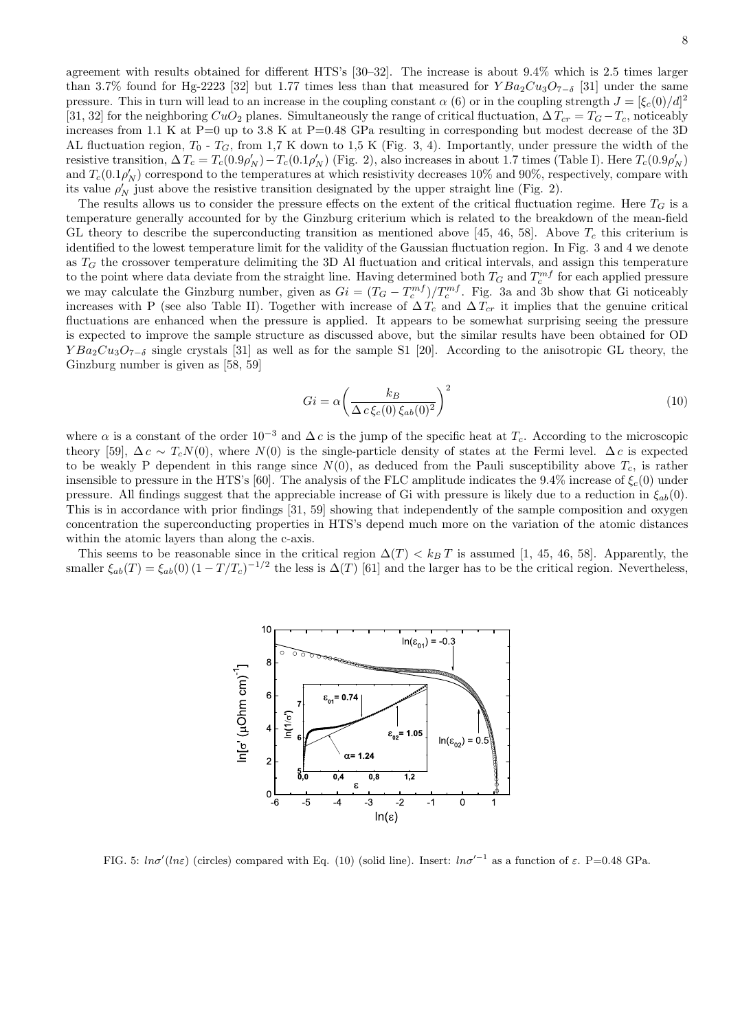agreement with results obtained for different HTS's [30–32]. The increase is about 9.4% which is 2.5 times larger than 3.7% found for Hg-2223 [32] but 1.77 times less than that measured for $YBa_2Cu_3O_{7-\delta}$ [31] under the same pressure. This in turn will lead to an increase in the coupling constant $\alpha$ (6) or in the coupling strength $J = [\xi_c(0)/d]^2$ [31, 32] for the neighboring $CuO_2$ planes. Simultaneously the range of critical fluctuation, $\Delta T_{cr} = T_G - T_c$, noticeably increases from 1.1 K at P=0 up to 3.8 K at P=0.48 GPa resulting in corresponding but modest decrease of the 3D AL fluctuation region, $T_0$ - $T_G$, from 1,7 K down to 1,5 K (Fig. 3, 4). Importantly, under pressure the width of the resistive transition, $\Delta T_c = T_c(0.9\rho'_N) - T_c(0.1\rho'_N)$ (Fig. 2), also increases in about 1.7 times (Table I). Here $T_c(0.9\rho'_N)$ and $T_c(0.1\rho'_N)$ correspond to the temperatures at which resistivity decreases 10% and 90%, respectively, compare with its value $\rho'_N$ just above the resistive transition designated by the upper straight line (Fig. 2).

The results allows us to consider the pressure effects on the extent of the critical fluctuation regime. Here $T_G$ is a temperature generally accounted for by the Ginzburg criterium which is related to the breakdown of the mean-field GL theory to describe the superconducting transition as mentioned above [45, 46, 58]. Above $T_c$ this criterium is identified to the lowest temperature limit for the validity of the Gaussian fluctuation region. In Fig. 3 and 4 we denote as $T_G$ the crossover temperature delimiting the 3D Al fluctuation and critical intervals, and assign this temperature to the point where data deviate from the straight line. Having determined both $T_G$ and $T_c^{mf}$ for each applied pressure we may calculate the Ginzburg number, given as $Gi = (T_G - T_c^{mf})/T_c^{mf}$. Fig. 3a and 3b show that Gi noticeably increases with P (see also Table II). Together with increase of $\Delta T_c$ and $\Delta T_{cr}$ it implies that the genuine critical fluctuations are enhanced when the pressure is applied. It appears to be somewhat surprising seeing the pressure is expected to improve the sample structure as discussed above, but the similar results have been obtained for OD $YBa_2Cu_3O_{7-\delta}$ single crystals [31] as well as for the sample S1 [20]. According to the anisotropic GL theory, the Ginzburg number is given as [58, 59]

$$Gi = \alpha\left(\frac{k_B}{\Delta\, c\, \xi_c(0)\, \xi_{ab}(0)^2}\right)^2 \tag{10}$$

where $\alpha$ is a constant of the order $10^{-3}$ and $\Delta\, c$ is the jump of the specific heat at $T_c$. According to the microscopic theory [59], $\Delta\, c \sim T_c N(0)$, where $N(0)$ is the single-particle density of states at the Fermi level. $\Delta\, c$ is expected to be weakly P dependent in this range since $N(0)$, as deduced from the Pauli susceptibility above $T_c$, is rather insensible to pressure in the HTS's [60]. The analysis of the FLC amplitude indicates the 9.4% increase of $\xi_c(0)$ under pressure. All findings suggest that the appreciable increase of Gi with pressure is likely due to a reduction in $\xi_{ab}(0)$. This is in accordance with prior findings [31, 59] showing that independently of the sample composition and oxygen concentration the superconducting properties in HTS's depend much more on the variation of the atomic distances within the atomic layers than along the c-axis.

This seems to be reasonable since in the critical region $\Delta(T) < k_B T$ is assumed [1, 45, 46, 58]. Apparently, the smaller $\xi_{ab}(T) = \xi_{ab}(0)\,(1 - T/T_c)^{-1/2}$ the less is $\Delta(T)$ [61] and the larger has to be the critical region. Nevertheless,

FIG. 5: $ln\sigma'(ln\varepsilon)$ (circles) compared with Eq. (10) (solid line). Insert: $ln\sigma'^{-1}$ as a function of $\varepsilon$. P=0.48 GPa.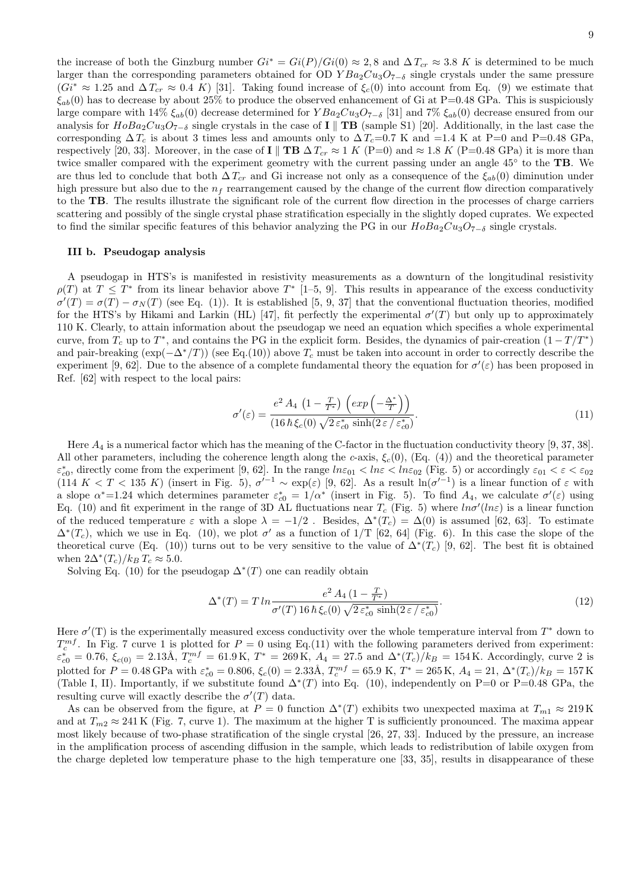the increase of both the Ginzburg number $Gi^* = Gi(P)/Gi(0) \approx 2,8$ and $\Delta T_{cr} \approx 3.8$ $K$ is determined to be much larger than the corresponding parameters obtained for OD $YBa_2Cu_3O_{7-\delta}$ single crystals under the same pressure ($Gi^* \approx 1.25$ and $\Delta T_{cr} \approx 0.4$ $K$) [31]. Taking found increase of $\xi_c(0)$ into account from Eq. (9) we estimate that $\xi_{ab}(0)$ has to decrease by about 25% to produce the observed enhancement of Gi at P=0.48 GPa. This is suspiciously large compare with 14% $\xi_{ab}(0)$ decrease determined for $YBa_2Cu_3O_{7-\delta}$ [31] and 7% $\xi_{ab}(0)$ decrease ensured from our analysis for $HoBa_2Cu_3O_{7-\delta}$ single crystals in the case of **I** $\parallel$ **TB** (sample S1) [20]. Additionally, in the last case the corresponding $\Delta T_c$ is about 3 times less and amounts only to $\Delta T_c$=0.7 K and =1.4 K at P=0 and P=0.48 GPa, respectively [20, 33]. Moreover, in the case of **I** $\parallel$ **TB** $\Delta T_{cr} \approx 1$ $K$ (P=0) and $\approx 1.8$ $K$ (P=0.48 GPa) it is more than twice smaller compared with the experiment geometry with the current passing under an angle 45° to the **TB**. We are thus led to conclude that both $\Delta T_{cr}$ and Gi increase not only as a consequence of the $\xi_{ab}(0)$ diminution under high pressure but also due to the $n_f$ rearrangement caused by the change of the current flow direction comparatively to the **TB**. The results illustrate the significant role of the current flow direction in the processes of charge carriers scattering and possibly of the single crystal phase stratification especially in the slightly doped cuprates. We expected to find the similar specific features of this behavior analyzing the PG in our $HoBa_2Cu_3O_{7-\delta}$ single crystals.

### III b. Pseudogap analysis

A pseudogap in HTS's is manifested in resistivity measurements as a downturn of the longitudinal resistivity $\rho(T)$ at $T \leq T^*$ from its linear behavior above $T^*$ [1–5, 9]. This results in appearance of the excess conductivity $\sigma'(T) = \sigma(T) - \sigma_N(T)$ (see Eq. (1)). It is established [5, 9, 37] that the conventional fluctuation theories, modified for the HTS's by Hikami and Larkin (HL) [47], fit perfectly the experimental $\sigma'(T)$ but only up to approximately 110 K. Clearly, to attain information about the pseudogap we need an equation which specifies a whole experimental curve, from $T_c$ up to $T^*$, and contains the PG in the explicit form. Besides, the dynamics of pair-creation $(1 - T/T^*)$ and pair-breaking $(\exp(-\Delta^*/T))$ (see Eq.(10)) above $T_c$ must be taken into account in order to correctly describe the experiment [9, 62]. Due to the absence of a complete fundamental theory the equation for $\sigma'(\varepsilon)$ has been proposed in Ref. [62] with respect to the local pairs:

$$\sigma'(\varepsilon) = \frac{e^2\,A_4\,\left(1-\frac{T}{T^*}\right)\,\left(exp\left(-\frac{\Delta^*}{T}\right)\right)}{(16\,\hbar\,\xi_c(0)\,\sqrt{2\,\varepsilon^*_{c0}\,\sinh(2\,\varepsilon\,/\,\varepsilon^*_{c0})}}. \tag{11}$$

Here $A_4$ is a numerical factor which has the meaning of the C-factor in the fluctuation conductivity theory [9, 37, 38]. All other parameters, including the coherence length along the $c$-axis, $\xi_c(0)$, (Eq. (4)) and the theoretical parameter $\varepsilon^*_{c0}$, directly come from the experiment [9, 62]. In the range $ln\varepsilon_{01} < ln\varepsilon < ln\varepsilon_{02}$ (Fig. 5) or accordingly $\varepsilon_{01} < \varepsilon < \varepsilon_{02}$ (114 $K < T <$ 135 $K$) (insert in Fig. 5), $\sigma'^{-1} \sim \exp(\varepsilon)$ [9, 62]. As a result $\ln(\sigma'^{-1})$ is a linear function of $\varepsilon$ with a slope $\alpha^*$=1.24 which determines parameter $\varepsilon^*_{c0} = 1/\alpha^*$ (insert in Fig. 5). To find $A_4$, we calculate $\sigma'(\varepsilon)$ using Eq. (10) and fit experiment in the range of 3D AL fluctuations near $T_c$ (Fig. 5) where $ln\sigma'(ln\varepsilon)$ is a linear function of the reduced temperature $\varepsilon$ with a slope $\lambda = -1/2$ . Besides, $\Delta^*(T_c) = \Delta(0)$ is assumed [62, 63]. To estimate $\Delta^*(T_c)$, which we use in Eq. (10), we plot $\sigma'$ as a function of 1/T [62, 64] (Fig. 6). In this case the slope of the theoretical curve (Eq. (10)) turns out to be very sensitive to the value of $\Delta^*(T_c)$ [9, 62]. The best fit is obtained when $2\Delta^*(T_c)/k_B\,T_c \approx 5.0$.

Solving Eq. (10) for the pseudogap $\Delta^*(T)$ one can readily obtain

$$\Delta^*(T) = T\,ln\frac{e^2\,A_4\,(1-\frac{T}{T^*})}{\sigma'(T)\,16\,\hbar\,\xi_c(0)\,\sqrt{2\,\varepsilon^*_{c0}\,\sinh(2\,\varepsilon\,/\,\varepsilon^*_{c0})}}. \tag{12}$$

Here $\sigma'$(T) is the experimentally measured excess conductivity over the whole temperature interval from $T^*$ down to $T_c^{mf}$. In Fig. 7 curve 1 is plotted for $P = 0$ using Eq.(11) with the following parameters derived from experiment: $\varepsilon^*_{c0} = 0.76$, $\xi_{c(0)} = 2.13$Å, $T_c^{mf} = 61.9$ K, $T^* = 269$ K, $A_4 = 27.5$ and $\Delta^*(T_c)/k_B = 154$ K. Accordingly, curve 2 is plotted for $P = 0.48$ GPa with $\varepsilon^*_{c0} = 0.806$, $\xi_c(0) = 2.33$Å, $T_c^{mf} = 65.9$ K, $T^* = 265$ K, $A_4 = 21$, $\Delta^*(T_c)/k_B = 157$ K (Table I, II). Importantly, if we substitute found $\Delta^*(T)$ into Eq. (10), independently on P=0 or P=0.48 GPa, the resulting curve will exactly describe the $\sigma'(T)$ data.

As can be observed from the figure, at $P = 0$ function $\Delta^*(T)$ exhibits two unexpected maxima at $T_{m1} \approx 219$ K and at $T_{m2} \approx 241$ K (Fig. 7, curve 1). The maximum at the higher T is sufficiently pronounced. The maxima appear most likely because of two-phase stratification of the single crystal [26, 27, 33]. Induced by the pressure, an increase in the amplification process of ascending diffusion in the sample, which leads to redistribution of labile oxygen from the charge depleted low temperature phase to the high temperature one [33, 35], results in disappearance of these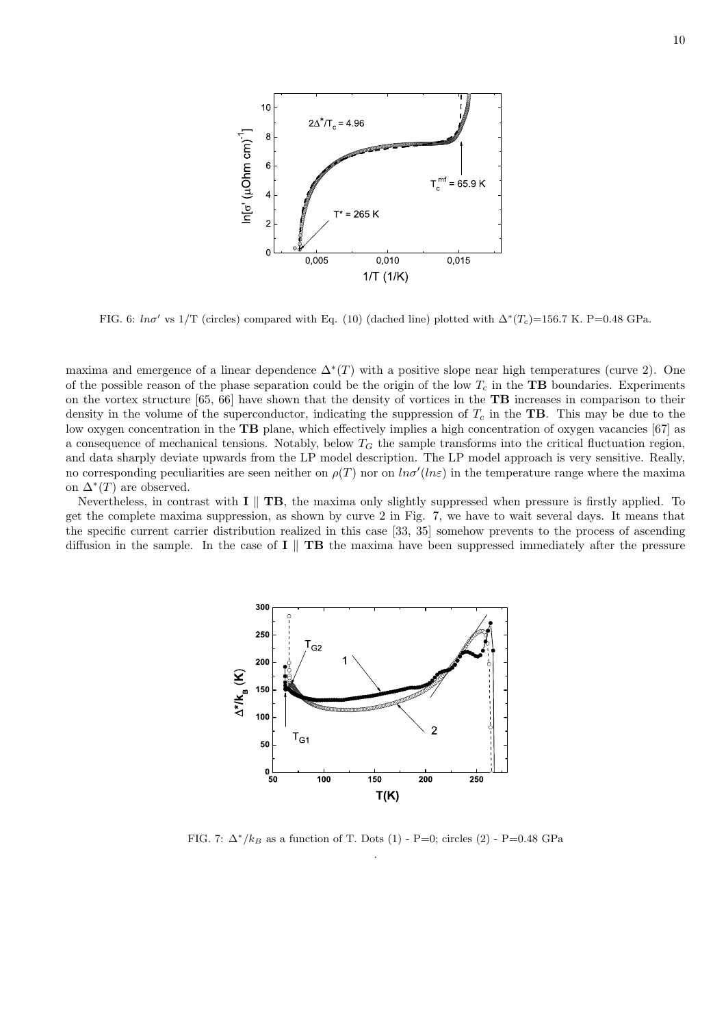$2\Delta^*/T_c = 4.96$

$T_c^{mf} = 65.9$ K

$T^* = 265$ K

$\ln[\sigma'$ (μOhm cm)$^{-1}$]

1/T (1/K)

FIG. 6: $ln\sigma'$ vs 1/T (circles) compared with Eq. (10) (dached line) plotted with $\Delta^*(T_c)$=156.7 K. P=0.48 GPa.

maxima and emergence of a linear dependence $\Delta^*(T)$ with a positive slope near high temperatures (curve 2). One of the possible reason of the phase separation could be the origin of the low $T_c$ in the **TB** boundaries. Experiments on the vortex structure [65, 66] have shown that the density of vortices in the **TB** increases in comparison to their density in the volume of the superconductor, indicating the suppression of $T_c$ in the **TB**. This may be due to the low oxygen concentration in the **TB** plane, which effectively implies a high concentration of oxygen vacancies [67] as a consequence of mechanical tensions. Notably, below $T_G$ the sample transforms into the critical fluctuation region, and data sharply deviate upwards from the LP model description. The LP model approach is very sensitive. Really, no corresponding peculiarities are seen neither on $\rho(T)$ nor on $ln\sigma'(ln\varepsilon)$ in the temperature range where the maxima on $\Delta^*(T)$ are observed.

Nevertheless, in contrast with $\mathbf{I} \parallel \mathbf{TB}$, the maxima only slightly suppressed when pressure is firstly applied. To get the complete maxima suppression, as shown by curve 2 in Fig. 7, we have to wait several days. It means that the specific current carrier distribution realized in this case [33, 35] somehow prevents to the process of ascending diffusion in the sample. In the case of $\mathbf{I} \parallel \mathbf{TB}$ the maxima have been suppressed immediately after the pressure

$T_{G2}$

$T_{G1}$

1

2

$\Delta^*/k_B$ (K)

T(K)

FIG. 7: $\Delta^*/k_B$ as a function of T. Dots (1) - P=0; circles (2) - P=0.48 GPa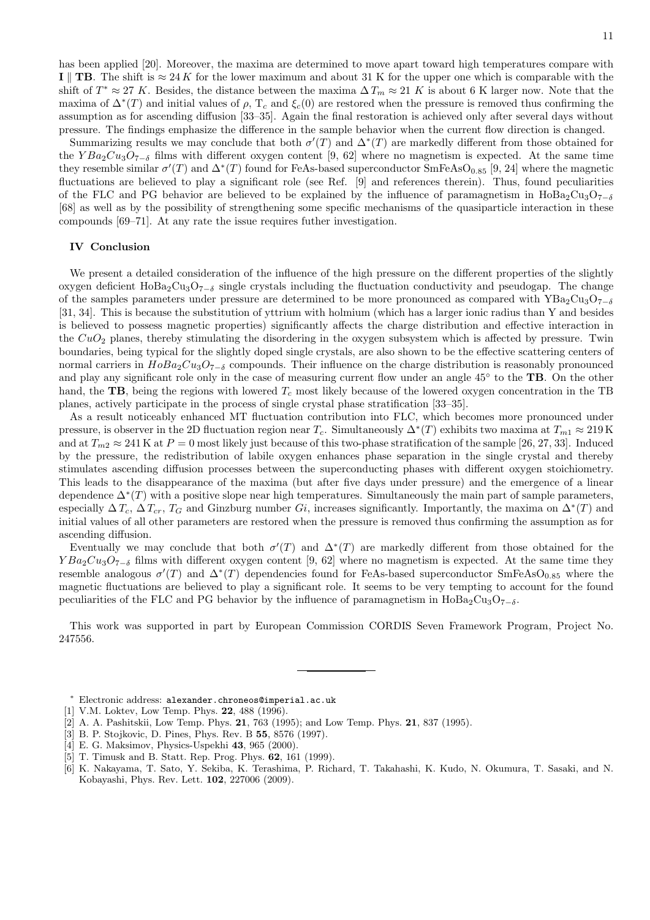has been applied [20]. Moreover, the maxima are determined to move apart toward high temperatures compare with **I** ∥ **TB**. The shift is $\approx 24\,K$ for the lower maximum and about 31 K for the upper one which is comparable with the shift of $T^* \approx 27\ K$. Besides, the distance between the maxima $\Delta T_m \approx 21\ K$ is about 6 K larger now. Note that the maxima of $\Delta^*(T)$ and initial values of $\rho$, $T_c$ and $\xi_c(0)$ are restored when the pressure is removed thus confirming the assumption as for ascending diffusion [33–35]. Again the final restoration is achieved only after several days without pressure. The findings emphasize the difference in the sample behavior when the current flow direction is changed.

Summarizing results we may conclude that both $\sigma'(T)$ and $\Delta^*(T)$ are markedly different from those obtained for the $YBa_2Cu_3O_{7-\delta}$ films with different oxygen content [9, 62] where no magnetism is expected. At the same time they resemble similar $\sigma'(T)$ and $\Delta^*(T)$ found for FeAs-based superconductor $SmFeAsO_{0.85}$ [9, 24] where the magnetic fluctuations are believed to play a significant role (see Ref. [9] and references therein). Thus, found peculiarities of the FLC and PG behavior are believed to be explained by the influence of paramagnetism in $HoBa_2Cu_3O_{7-\delta}$ [68] as well as by the possibility of strengthening some specific mechanisms of the quasiparticle interaction in these compounds [69–71]. At any rate the issue requires futher investigation.

## IV Conclusion

We present a detailed consideration of the influence of the high pressure on the different properties of the slightly oxygen deficient $HoBa_2Cu_3O_{7-\delta}$ single crystals including the fluctuation conductivity and pseudogap. The change of the samples parameters under pressure are determined to be more pronounced as compared with $YBa_2Cu_3O_{7-\delta}$ [31, 34]. This is because the substitution of yttrium with holmium (which has a larger ionic radius than Y and besides is believed to possess magnetic properties) significantly affects the charge distribution and effective interaction in the $CuO_2$ planes, thereby stimulating the disordering in the oxygen subsystem which is affected by pressure. Twin boundaries, being typical for the slightly doped single crystals, are also shown to be the effective scattering centers of normal carriers in $HoBa_2Cu_3O_{7-\delta}$ compounds. Their influence on the charge distribution is reasonably pronounced and play any significant role only in the case of measuring current flow under an angle 45° to the **TB**. On the other hand, the **TB**, being the regions with lowered $T_c$ most likely because of the lowered oxygen concentration in the TB planes, actively participate in the process of single crystal phase stratification [33–35].

As a result noticeably enhanced MT fluctuation contribution into FLC, which becomes more pronounced under pressure, is observer in the 2D fluctuation region near $T_c$. Simultaneously $\Delta^*(T)$ exhibits two maxima at $T_{m1} \approx 219\,\mathrm{K}$ and at $T_{m2} \approx 241\,\mathrm{K}$ at $P = 0$ most likely just because of this two-phase stratification of the sample [26, 27, 33]. Induced by the pressure, the redistribution of labile oxygen enhances phase separation in the single crystal and thereby stimulates ascending diffusion processes between the superconducting phases with different oxygen stoichiometry. This leads to the disappearance of the maxima (but after five days under pressure) and the emergence of a linear dependence $\Delta^*(T)$ with a positive slope near high temperatures. Simultaneously the main part of sample parameters, especially $\Delta T_c$, $\Delta T_{cr}$, $T_G$ and Ginzburg number $Gi$, increases significantly. Importantly, the maxima on $\Delta^*(T)$ and initial values of all other parameters are restored when the pressure is removed thus confirming the assumption as for ascending diffusion.

Eventually we may conclude that both $\sigma'(T)$ and $\Delta^*(T)$ are markedly different from those obtained for the $YBa_2Cu_3O_{7-\delta}$ films with different oxygen content [9, 62] where no magnetism is expected. At the same time they resemble analogous $\sigma'(T)$ and $\Delta^*(T)$ dependencies found for FeAs-based superconductor $SmFeAsO_{0.85}$ where the magnetic fluctuations are believed to play a significant role. It seems to be very tempting to account for the found peculiarities of the FLC and PG behavior by the influence of paramagnetism in $HoBa_2Cu_3O_{7-\delta}$.

This work was supported in part by European Commission CORDIS Seven Framework Program, Project No. 247556.

---

\* Electronic address: `alexander.chroneos@imperial.ac.uk`

[1] V.M. Loktev, Low Temp. Phys. **22**, 488 (1996).
[2] A. A. Pashitskii, Low Temp. Phys. **21**, 763 (1995); and Low Temp. Phys. **21**, 837 (1995).
[3] B. P. Stojkovic, D. Pines, Phys. Rev. B **55**, 8576 (1997).
[4] E. G. Maksimov, Physics-Uspekhi **43**, 965 (2000).
[5] T. Timusk and B. Statt. Rep. Prog. Phys. **62**, 161 (1999).
[6] K. Nakayama, T. Sato, Y. Sekiba, K. Terashima, P. Richard, T. Takahashi, K. Kudo, N. Okumura, T. Sasaki, and N. Kobayashi, Phys. Rev. Lett. **102**, 227006 (2009).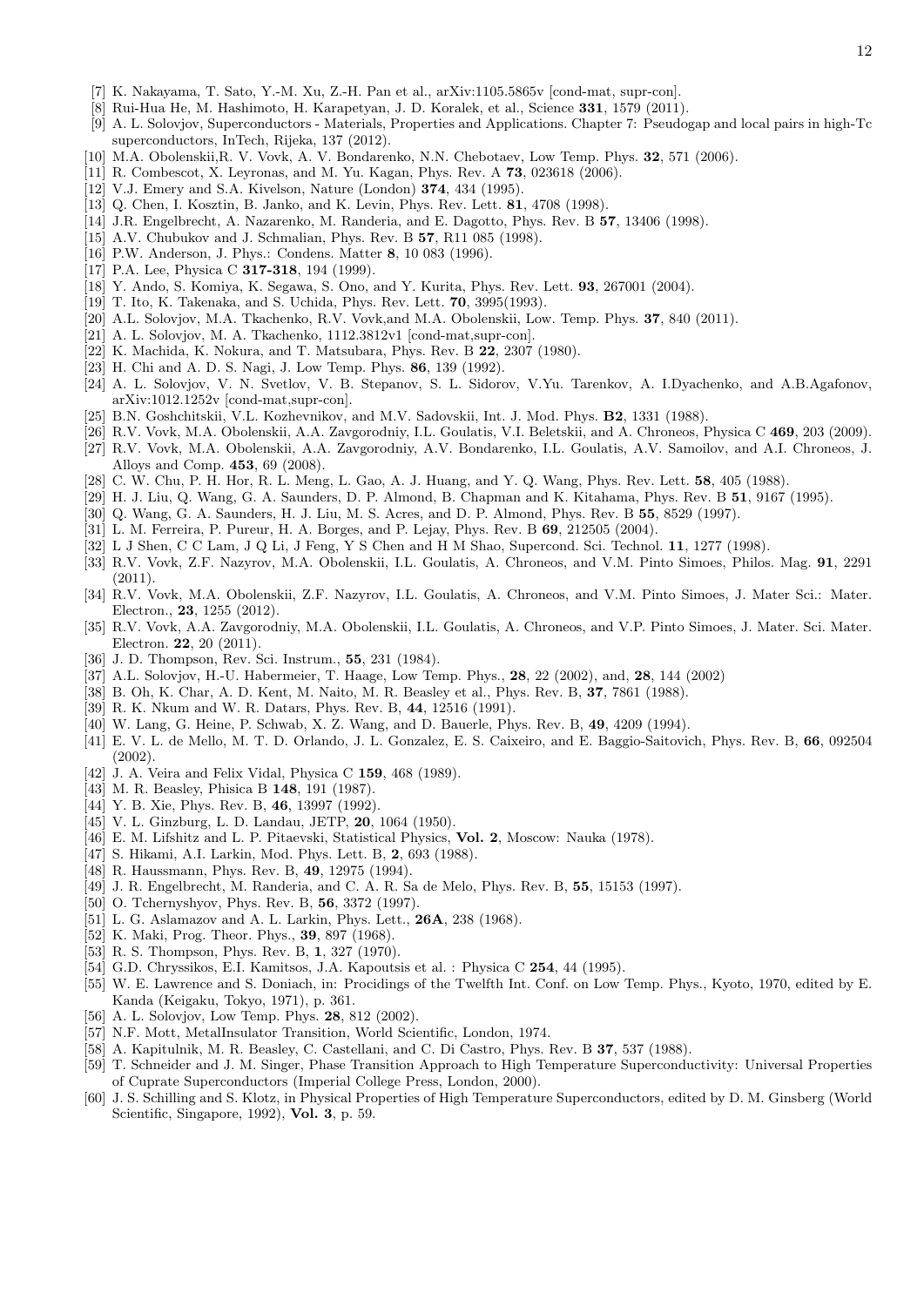[7] K. Nakayama, T. Sato, Y.-M. Xu, Z.-H. Pan et al., arXiv:1105.5865v [cond-mat, supr-con].
[8] Rui-Hua He, M. Hashimoto, H. Karapetyan, J. D. Koralek, et al., Science **331**, 1579 (2011).
[9] A. L. Solovjov, Superconductors - Materials, Properties and Applications. Chapter 7: Pseudogap and local pairs in high-Tc superconductors, InTech, Rijeka, 137 (2012).
[10] M.A. Obolenskii,R. V. Vovk, A. V. Bondarenko, N.N. Chebotaev, Low Temp. Phys. **32**, 571 (2006).
[11] R. Combescot, X. Leyronas, and M. Yu. Kagan, Phys. Rev. A **73**, 023618 (2006).
[12] V.J. Emery and S.A. Kivelson, Nature (London) **374**, 434 (1995).
[13] Q. Chen, I. Kosztin, B. Janko, and K. Levin, Phys. Rev. Lett. **81**, 4708 (1998).
[14] J.R. Engelbrecht, A. Nazarenko, M. Randeria, and E. Dagotto, Phys. Rev. B **57**, 13406 (1998).
[15] A.V. Chubukov and J. Schmalian, Phys. Rev. B **57**, R11 085 (1998).
[16] P.W. Anderson, J. Phys.: Condens. Matter **8**, 10 083 (1996).
[17] P.A. Lee, Physica C **317-318**, 194 (1999).
[18] Y. Ando, S. Komiya, K. Segawa, S. Ono, and Y. Kurita, Phys. Rev. Lett. **93**, 267001 (2004).
[19] T. Ito, K. Takenaka, and S. Uchida, Phys. Rev. Lett. **70**, 3995(1993).
[20] A.L. Solovjov, M.A. Tkachenko, R.V. Vovk,and M.A. Obolenskii, Low. Temp. Phys. **37**, 840 (2011).
[21] A. L. Solovjov, M. A. Tkachenko, 1112.3812v1 [cond-mat,supr-con].
[22] K. Machida, K. Nokura, and T. Matsubara, Phys. Rev. B **22**, 2307 (1980).
[23] H. Chi and A. D. S. Nagi, J. Low Temp. Phys. **86**, 139 (1992).
[24] A. L. Solovjov, V. N. Svetlov, V. B. Stepanov, S. L. Sidorov, V.Yu. Tarenkov, A. I.Dyachenko, and A.B.Agafonov, arXiv:1012.1252v [cond-mat,supr-con].
[25] B.N. Goshchitskii, V.L. Kozhevnikov, and M.V. Sadovskii, Int. J. Mod. Phys. **B2**, 1331 (1988).
[26] R.V. Vovk, M.A. Obolenskii, A.A. Zavgorodniy, I.L. Goulatis, V.I. Beletskii, and A. Chroneos, Physica C **469**, 203 (2009).
[27] R.V. Vovk, M.A. Obolenskii, A.A. Zavgorodniy, A.V. Bondarenko, I.L. Goulatis, A.V. Samoilov, and A.I. Chroneos, J. Alloys and Comp. **453**, 69 (2008).
[28] C. W. Chu, P. H. Hor, R. L. Meng, L. Gao, A. J. Huang, and Y. Q. Wang, Phys. Rev. Lett. **58**, 405 (1988).
[29] H. J. Liu, Q. Wang, G. A. Saunders, D. P. Almond, B. Chapman and K. Kitahama, Phys. Rev. B **51**, 9167 (1995).
[30] Q. Wang, G. A. Saunders, H. J. Liu, M. S. Acres, and D. P. Almond, Phys. Rev. B **55**, 8529 (1997).
[31] L. M. Ferreira, P. Pureur, H. A. Borges, and P. Lejay, Phys. Rev. B **69**, 212505 (2004).
[32] L J Shen, C C Lam, J Q Li, J Feng, Y S Chen and H M Shao, Supercond. Sci. Technol. **11**, 1277 (1998).
[33] R.V. Vovk, Z.F. Nazyrov, M.A. Obolenskii, I.L. Goulatis, A. Chroneos, and V.M. Pinto Simoes, Philos. Mag. **91**, 2291 (2011).
[34] R.V. Vovk, M.A. Obolenskii, Z.F. Nazyrov, I.L. Goulatis, A. Chroneos, and V.M. Pinto Simoes, J. Mater Sci.: Mater. Electron., **23**, 1255 (2012).
[35] R.V. Vovk, A.A. Zavgorodniy, M.A. Obolenskii, I.L. Goulatis, A. Chroneos, and V.P. Pinto Simoes, J. Mater. Sci. Mater. Electron. **22**, 20 (2011).
[36] J. D. Thompson, Rev. Sci. Instrum., **55**, 231 (1984).
[37] A.L. Solovjov, H.-U. Habermeier, T. Haage, Low Temp. Phys., **28**, 22 (2002), and, **28**, 144 (2002)
[38] B. Oh, K. Char, A. D. Kent, M. Naito, M. R. Beasley et al., Phys. Rev. B, **37**, 7861 (1988).
[39] R. K. Nkum and W. R. Datars, Phys. Rev. B, **44**, 12516 (1991).
[40] W. Lang, G. Heine, P. Schwab, X. Z. Wang, and D. Bauerle, Phys. Rev. B, **49**, 4209 (1994).
[41] E. V. L. de Mello, M. T. D. Orlando, J. L. Gonzalez, E. S. Caixeiro, and E. Baggio-Saitovich, Phys. Rev. B, **66**, 092504 (2002).
[42] J. A. Veira and Felix Vidal, Physica C **159**, 468 (1989).
[43] M. R. Beasley, Phisica B **148**, 191 (1987).
[44] Y. B. Xie, Phys. Rev. B, **46**, 13997 (1992).
[45] V. L. Ginzburg, L. D. Landau, JETP, **20**, 1064 (1950).
[46] E. M. Lifshitz and L. P. Pitaevski, Statistical Physics, **Vol. 2**, Moscow: Nauka (1978).
[47] S. Hikami, A.I. Larkin, Mod. Phys. Lett. B, **2**, 693 (1988).
[48] R. Haussmann, Phys. Rev. B, **49**, 12975 (1994).
[49] J. R. Engelbrecht, M. Randeria, and C. A. R. Sa de Melo, Phys. Rev. B, **55**, 15153 (1997).
[50] O. Tchernyshyov, Phys. Rev. B, **56**, 3372 (1997).
[51] L. G. Aslamazov and A. L. Larkin, Phys. Lett., **26A**, 238 (1968).
[52] K. Maki, Prog. Theor. Phys., **39**, 897 (1968).
[53] R. S. Thompson, Phys. Rev. B, **1**, 327 (1970).
[54] G.D. Chryssikos, E.I. Kamitsos, J.A. Kapoutsis et al. : Physica C **254**, 44 (1995).
[55] W. E. Lawrence and S. Doniach, in: Procidings of the Twelfth Int. Conf. on Low Temp. Phys., Kyoto, 1970, edited by E. Kanda (Keigaku, Tokyo, 1971), p. 361.
[56] A. L. Solovjov, Low Temp. Phys. **28**, 812 (2002).
[57] N.F. Mott, MetalInsulator Transition, World Scientific, London, 1974.
[58] A. Kapitulnik, M. R. Beasley, C. Castellani, and C. Di Castro, Phys. Rev. B **37**, 537 (1988).
[59] T. Schneider and J. M. Singer, Phase Transition Approach to High Temperature Superconductivity: Universal Properties of Cuprate Superconductors (Imperial College Press, London, 2000).
[60] J. S. Schilling and S. Klotz, in Physical Properties of High Temperature Superconductors, edited by D. M. Ginsberg (World Scientific, Singapore, 1992), **Vol. 3**, p. 59.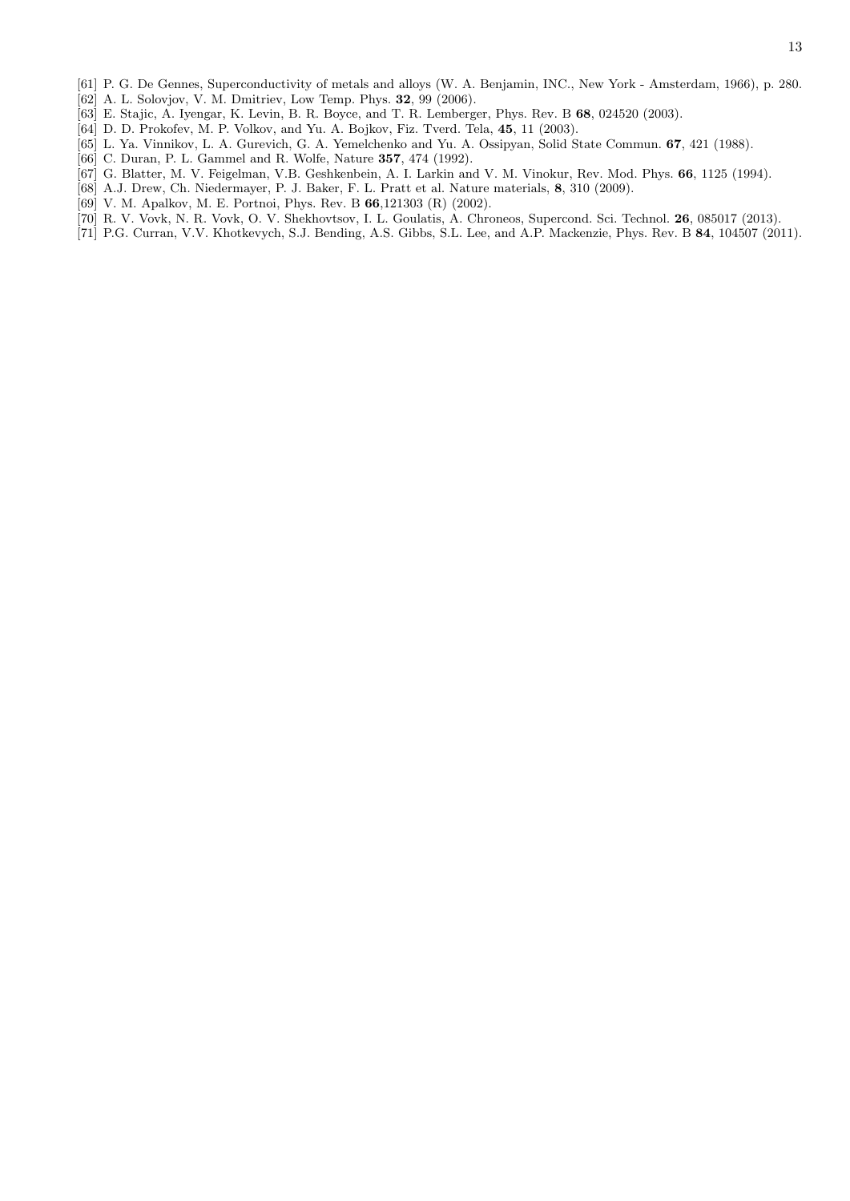[61] P. G. De Gennes, Superconductivity of metals and alloys (W. A. Benjamin, INC., New York - Amsterdam, 1966), p. 280.
[62] A. L. Solovjov, V. M. Dmitriev, Low Temp. Phys. **32**, 99 (2006).
[63] E. Stajic, A. Iyengar, K. Levin, B. R. Boyce, and T. R. Lemberger, Phys. Rev. B **68**, 024520 (2003).
[64] D. D. Prokofev, M. P. Volkov, and Yu. A. Bojkov, Fiz. Tverd. Tela, **45**, 11 (2003).
[65] L. Ya. Vinnikov, L. A. Gurevich, G. A. Yemelchenko and Yu. A. Ossipyan, Solid State Commun. **67**, 421 (1988).
[66] C. Duran, P. L. Gammel and R. Wolfe, Nature **357**, 474 (1992).
[67] G. Blatter, M. V. Feigelman, V.B. Geshkenbein, A. I. Larkin and V. M. Vinokur, Rev. Mod. Phys. **66**, 1125 (1994).
[68] A.J. Drew, Ch. Niedermayer, P. J. Baker, F. L. Pratt et al. Nature materials, **8**, 310 (2009).
[69] V. M. Apalkov, M. E. Portnoi, Phys. Rev. B **66**,121303 (R) (2002).
[70] R. V. Vovk, N. R. Vovk, O. V. Shekhovtsov, I. L. Goulatis, A. Chroneos, Supercond. Sci. Technol. **26**, 085017 (2013).
[71] P.G. Curran, V.V. Khotkevych, S.J. Bending, A.S. Gibbs, S.L. Lee, and A.P. Mackenzie, Phys. Rev. B **84**, 104507 (2011).